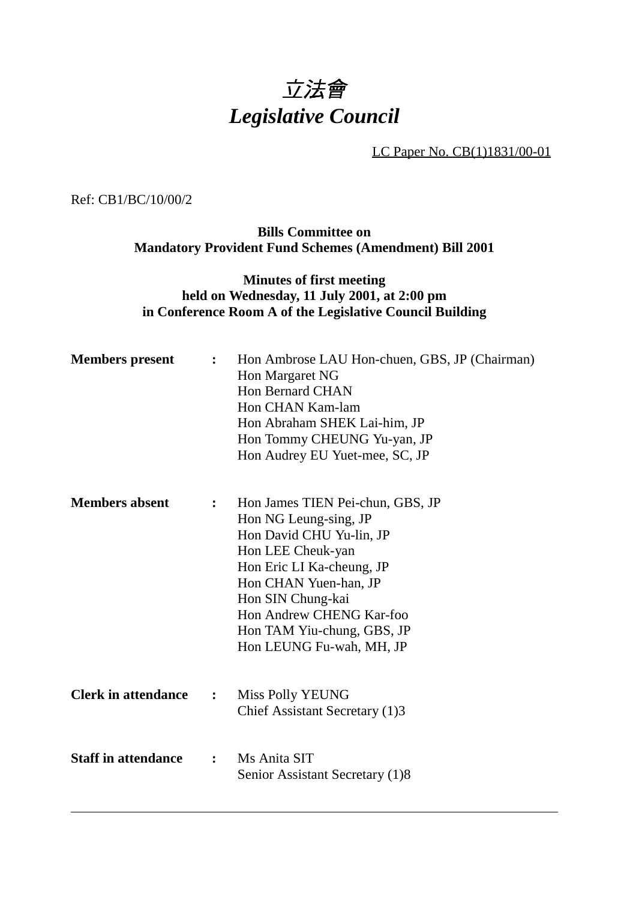# 立法會
# *Legislative Council*

LC Paper No. CB(1)1831/00-01

Ref: CB1/BC/10/00/2

**Bills Committee on**
**Mandatory Provident Fund Schemes (Amendment) Bill 2001**

**Minutes of first meeting**
**held on Wednesday, 11 July 2001, at 2:00 pm**
**in Conference Room A of the Legislative Council Building**

**Members present** : Hon Ambrose LAU Hon-chuen, GBS, JP (Chairman)
Hon Margaret NG
Hon Bernard CHAN
Hon CHAN Kam-lam
Hon Abraham SHEK Lai-him, JP
Hon Tommy CHEUNG Yu-yan, JP
Hon Audrey EU Yuet-mee, SC, JP

**Members absent** : Hon James TIEN Pei-chun, GBS, JP
Hon NG Leung-sing, JP
Hon David CHU Yu-lin, JP
Hon LEE Cheuk-yan
Hon Eric LI Ka-cheung, JP
Hon CHAN Yuen-han, JP
Hon SIN Chung-kai
Hon Andrew CHENG Kar-foo
Hon TAM Yiu-chung, GBS, JP
Hon LEUNG Fu-wah, MH, JP

**Clerk in attendance** : Miss Polly YEUNG
Chief Assistant Secretary (1)3

**Staff in attendance** : Ms Anita SIT
Senior Assistant Secretary (1)8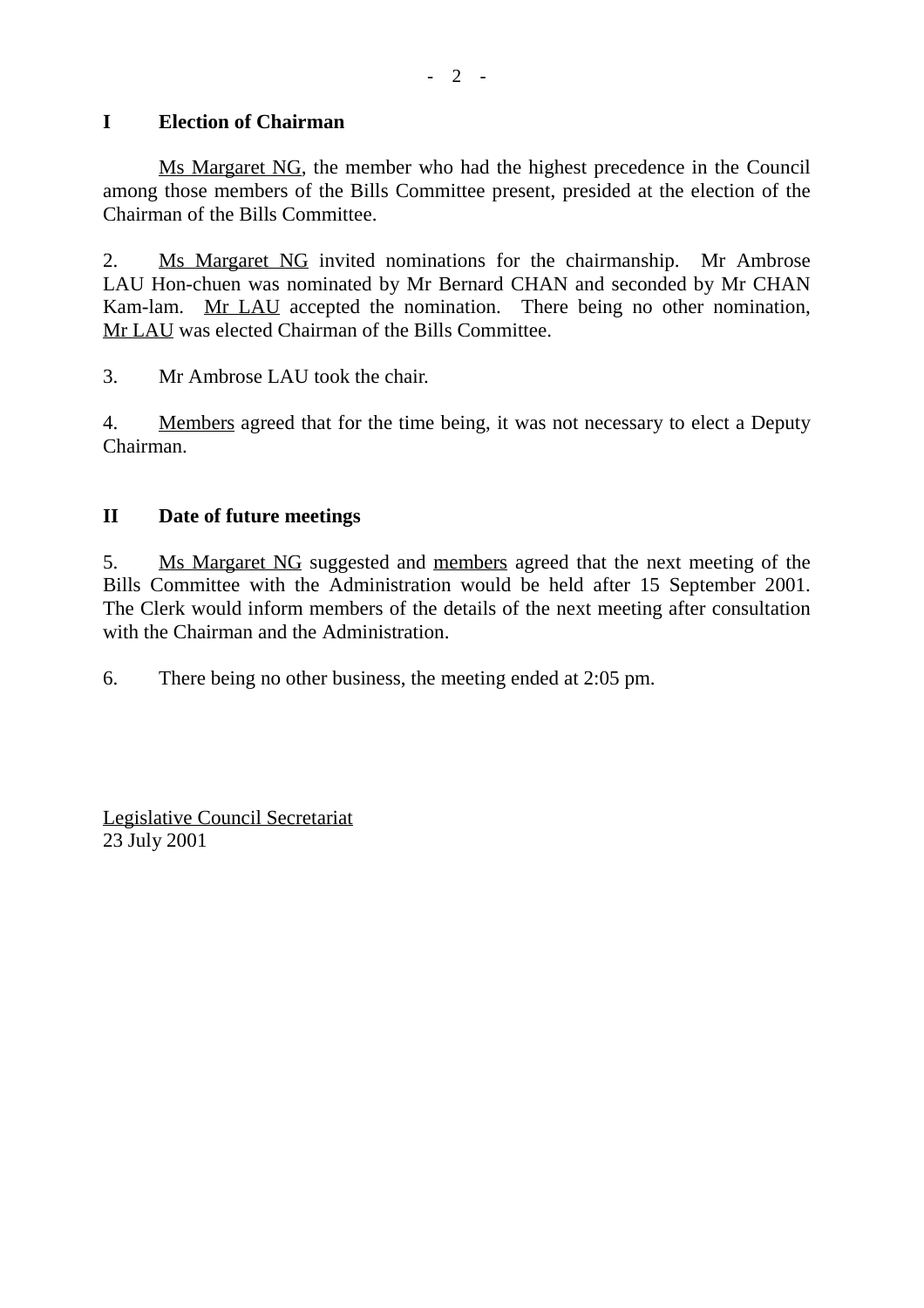## I Election of Chairman

Ms Margaret NG, the member who had the highest precedence in the Council among those members of the Bills Committee present, presided at the election of the Chairman of the Bills Committee.

2. Ms Margaret NG invited nominations for the chairmanship. Mr Ambrose LAU Hon-chuen was nominated by Mr Bernard CHAN and seconded by Mr CHAN Kam-lam. Mr LAU accepted the nomination. There being no other nomination, Mr LAU was elected Chairman of the Bills Committee.

3. Mr Ambrose LAU took the chair.

4. Members agreed that for the time being, it was not necessary to elect a Deputy Chairman.

## II Date of future meetings

5. Ms Margaret NG suggested and members agreed that the next meeting of the Bills Committee with the Administration would be held after 15 September 2001. The Clerk would inform members of the details of the next meeting after consultation with the Chairman and the Administration.

6. There being no other business, the meeting ended at 2:05 pm.

Legislative Council Secretariat
23 July 2001